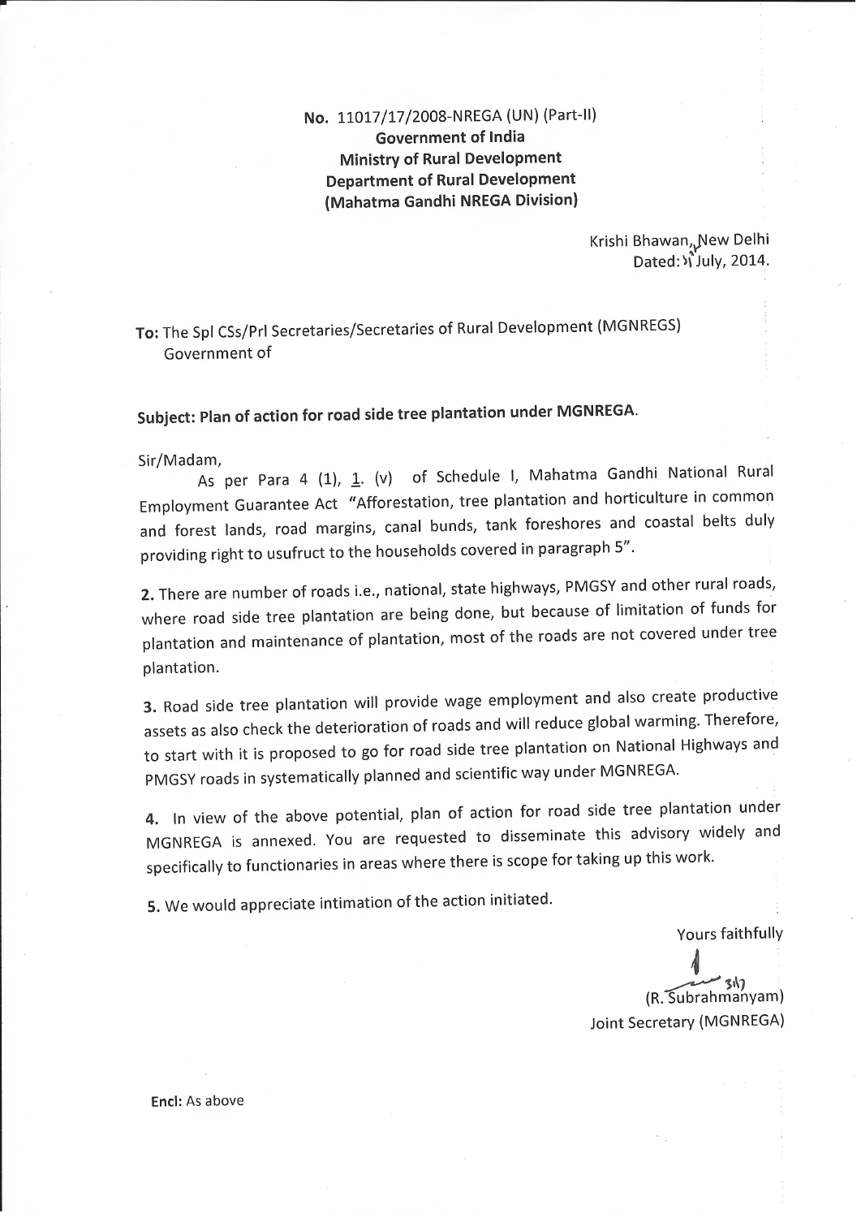**No.** 11017/17/2008-NREGA (UN) (Part-II)
**Government of India**
**Ministry of Rural Development**
**Department of Rural Development**
**(Mahatma Gandhi NREGA Division)**

Krishi Bhawan, New Delhi
Dated: 31 July, 2014.

**To:** The Spl CSs/Prl Secretaries/Secretaries of Rural Development (MGNREGS)
Government of

**Subject: Plan of action for road side tree plantation under MGNREGA.**

Sir/Madam,

As per Para 4 (1), 1. (v) of Schedule I, Mahatma Gandhi National Rural Employment Guarantee Act "Afforestation, tree plantation and horticulture in common and forest lands, road margins, canal bunds, tank foreshores and coastal belts duly providing right to usufruct to the households covered in paragraph 5".

**2.** There are number of roads i.e., national, state highways, PMGSY and other rural roads, where road side tree plantation are being done, but because of limitation of funds for plantation and maintenance of plantation, most of the roads are not covered under tree plantation.

**3.** Road side tree plantation will provide wage employment and also create productive assets as also check the deterioration of roads and will reduce global warming. Therefore, to start with it is proposed to go for road side tree plantation on National Highways and PMGSY roads in systematically planned and scientific way under MGNREGA.

**4.** In view of the above potential, plan of action for road side tree plantation under MGNREGA is annexed. You are requested to disseminate this advisory widely and specifically to functionaries in areas where there is scope for taking up this work.

**5.** We would appreciate intimation of the action initiated.

Yours faithfully

31/7
(R. Subrahmanyam)
Joint Secretary (MGNREGA)

**Encl:** As above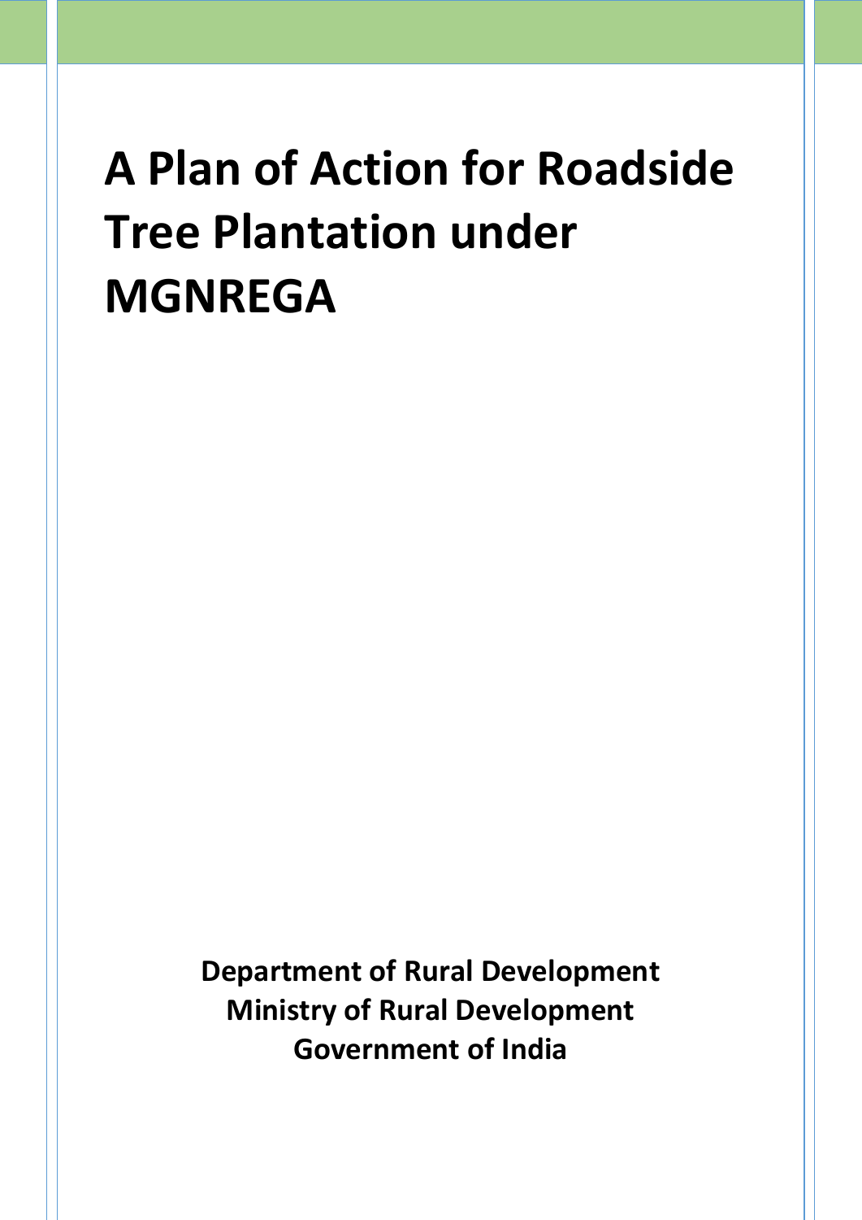# A Plan of Action for Roadside Tree Plantation under MGNREGA

**Department of Rural Development**
**Ministry of Rural Development**
**Government of India**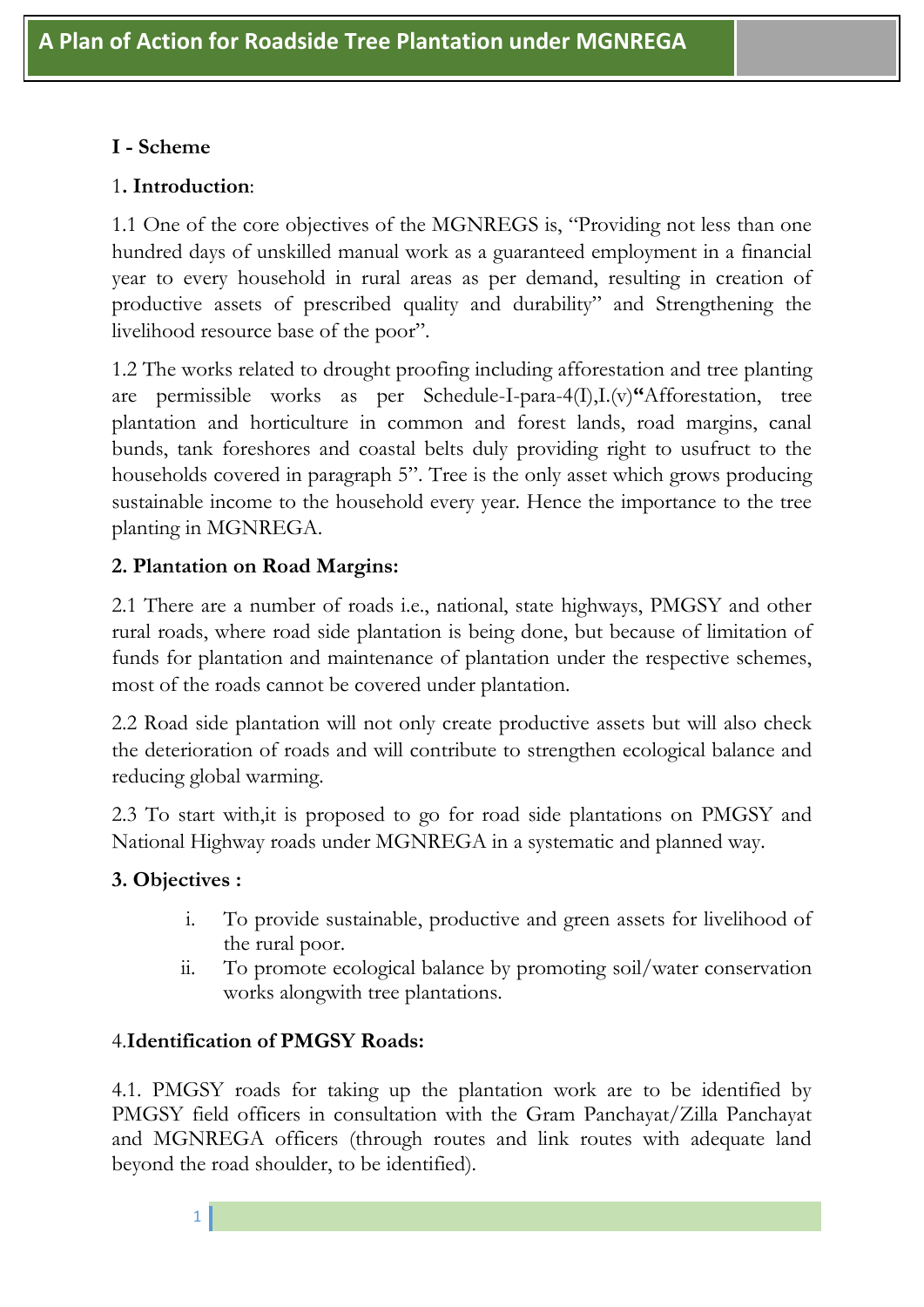# I - Scheme

## 1. Introduction:

1.1 One of the core objectives of the MGNREGS is, "Providing not less than one hundred days of unskilled manual work as a guaranteed employment in a financial year to every household in rural areas as per demand, resulting in creation of productive assets of prescribed quality and durability" and Strengthening the livelihood resource base of the poor".

1.2 The works related to drought proofing including afforestation and tree planting are permissible works as per Schedule-I-para-4(I),I.(v)**"**Afforestation, tree plantation and horticulture in common and forest lands, road margins, canal bunds, tank foreshores and coastal belts duly providing right to usufruct to the households covered in paragraph 5". Tree is the only asset which grows producing sustainable income to the household every year. Hence the importance to the tree planting in MGNREGA.

## 2. Plantation on Road Margins:

2.1 There are a number of roads i.e., national, state highways, PMGSY and other rural roads, where road side plantation is being done, but because of limitation of funds for plantation and maintenance of plantation under the respective schemes, most of the roads cannot be covered under plantation.

2.2 Road side plantation will not only create productive assets but will also check the deterioration of roads and will contribute to strengthen ecological balance and reducing global warming.

2.3 To start with,it is proposed to go for road side plantations on PMGSY and National Highway roads under MGNREGA in a systematic and planned way.

## 3. Objectives :

i. To provide sustainable, productive and green assets for livelihood of the rural poor.
ii. To promote ecological balance by promoting soil/water conservation works alongwith tree plantations.

## 4.Identification of PMGSY Roads:

4.1. PMGSY roads for taking up the plantation work are to be identified by PMGSY field officers in consultation with the Gram Panchayat/Zilla Panchayat and MGNREGA officers (through routes and link routes with adequate land beyond the road shoulder, to be identified).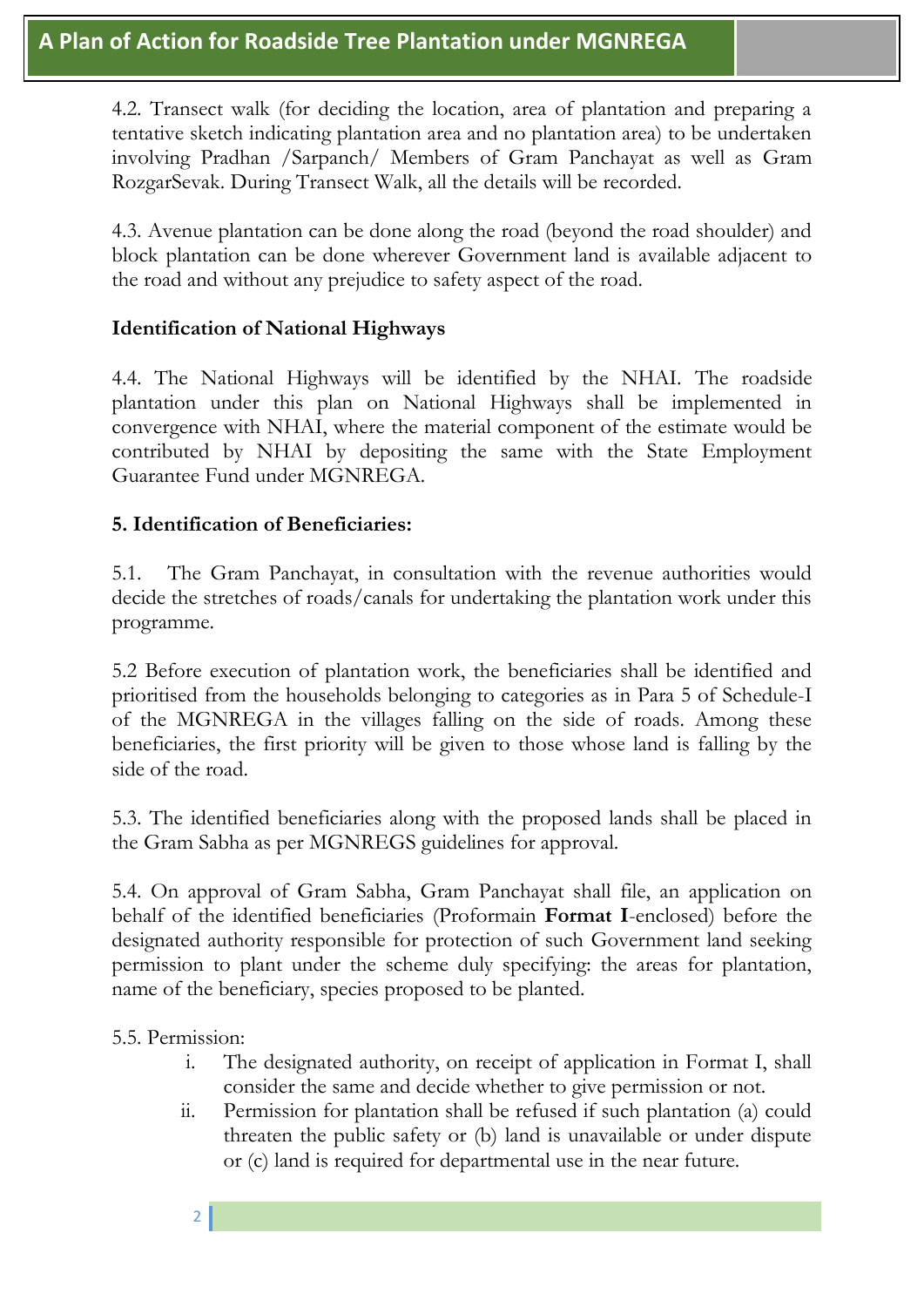4.2. Transect walk (for deciding the location, area of plantation and preparing a tentative sketch indicating plantation area and no plantation area) to be undertaken involving Pradhan /Sarpanch/ Members of Gram Panchayat as well as Gram RozgarSevak. During Transect Walk, all the details will be recorded.

4.3. Avenue plantation can be done along the road (beyond the road shoulder) and block plantation can be done wherever Government land is available adjacent to the road and without any prejudice to safety aspect of the road.

**Identification of National Highways**

4.4. The National Highways will be identified by the NHAI. The roadside plantation under this plan on National Highways shall be implemented in convergence with NHAI, where the material component of the estimate would be contributed by NHAI by depositing the same with the State Employment Guarantee Fund under MGNREGA.

**5. Identification of Beneficiaries:**

5.1. The Gram Panchayat, in consultation with the revenue authorities would decide the stretches of roads/canals for undertaking the plantation work under this programme.

5.2 Before execution of plantation work, the beneficiaries shall be identified and prioritised from the households belonging to categories as in Para 5 of Schedule-I of the MGNREGA in the villages falling on the side of roads. Among these beneficiaries, the first priority will be given to those whose land is falling by the side of the road.

5.3. The identified beneficiaries along with the proposed lands shall be placed in the Gram Sabha as per MGNREGS guidelines for approval.

5.4. On approval of Gram Sabha, Gram Panchayat shall file, an application on behalf of the identified beneficiaries (Proformain **Format I**-enclosed) before the designated authority responsible for protection of such Government land seeking permission to plant under the scheme duly specifying: the areas for plantation, name of the beneficiary, species proposed to be planted.

5.5. Permission:

i. The designated authority, on receipt of application in Format I, shall consider the same and decide whether to give permission or not.

ii. Permission for plantation shall be refused if such plantation (a) could threaten the public safety or (b) land is unavailable or under dispute or (c) land is required for departmental use in the near future.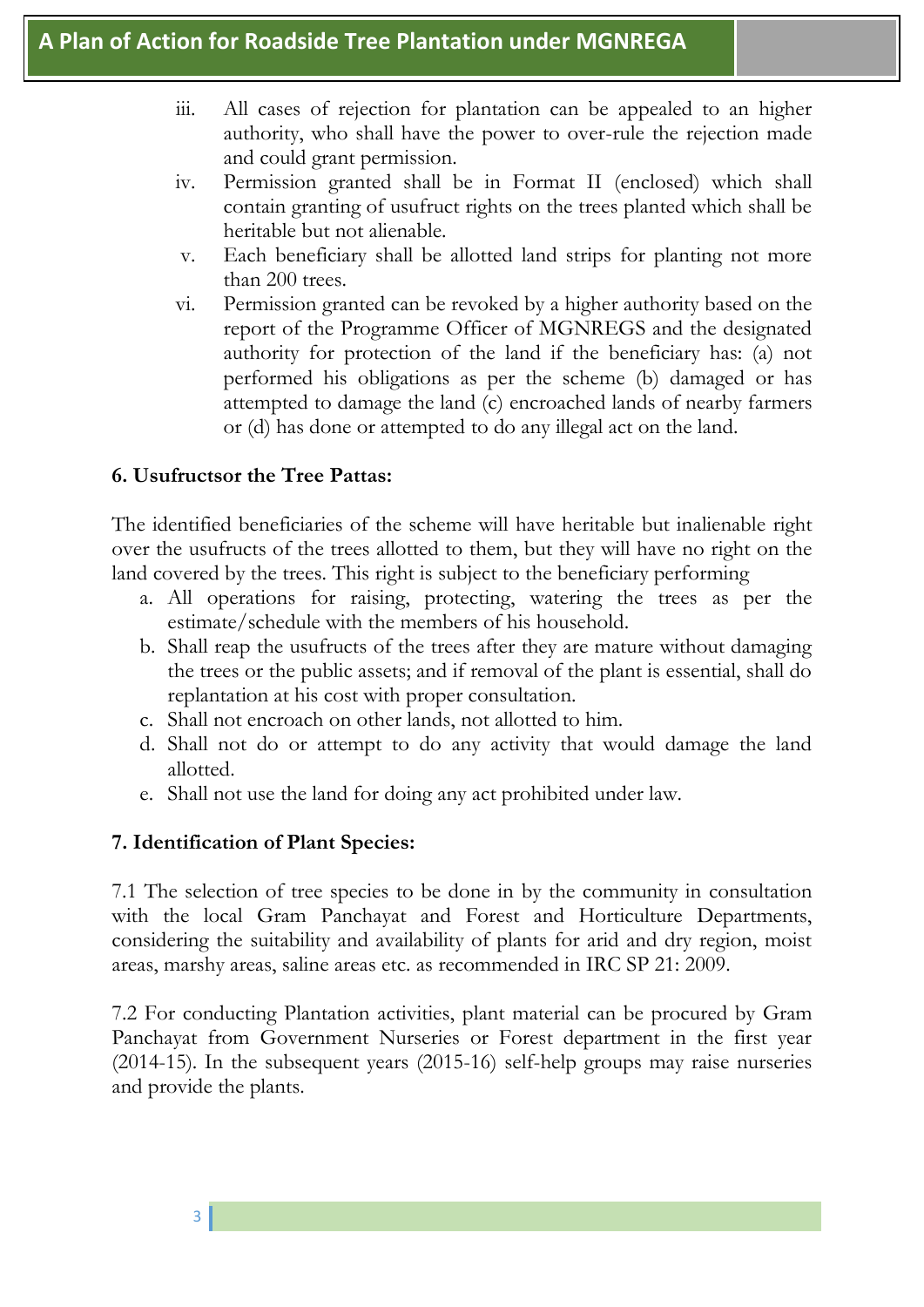iii. All cases of rejection for plantation can be appealed to an higher authority, who shall have the power to over-rule the rejection made and could grant permission.

iv. Permission granted shall be in Format II (enclosed) which shall contain granting of usufruct rights on the trees planted which shall be heritable but not alienable.

v. Each beneficiary shall be allotted land strips for planting not more than 200 trees.

vi. Permission granted can be revoked by a higher authority based on the report of the Programme Officer of MGNREGS and the designated authority for protection of the land if the beneficiary has: (a) not performed his obligations as per the scheme (b) damaged or has attempted to damage the land (c) encroached lands of nearby farmers or (d) has done or attempted to do any illegal act on the land.

**6. Usufructsor the Tree Pattas:**

The identified beneficiaries of the scheme will have heritable but inalienable right over the usufructs of the trees allotted to them, but they will have no right on the land covered by the trees. This right is subject to the beneficiary performing

a. All operations for raising, protecting, watering the trees as per the estimate/schedule with the members of his household.
b. Shall reap the usufructs of the trees after they are mature without damaging the trees or the public assets; and if removal of the plant is essential, shall do replantation at his cost with proper consultation.
c. Shall not encroach on other lands, not allotted to him.
d. Shall not do or attempt to do any activity that would damage the land allotted.
e. Shall not use the land for doing any act prohibited under law.

**7. Identification of Plant Species:**

7.1 The selection of tree species to be done in by the community in consultation with the local Gram Panchayat and Forest and Horticulture Departments, considering the suitability and availability of plants for arid and dry region, moist areas, marshy areas, saline areas etc. as recommended in IRC SP 21: 2009.

7.2 For conducting Plantation activities, plant material can be procured by Gram Panchayat from Government Nurseries or Forest department in the first year (2014-15). In the subsequent years (2015-16) self-help groups may raise nurseries and provide the plants.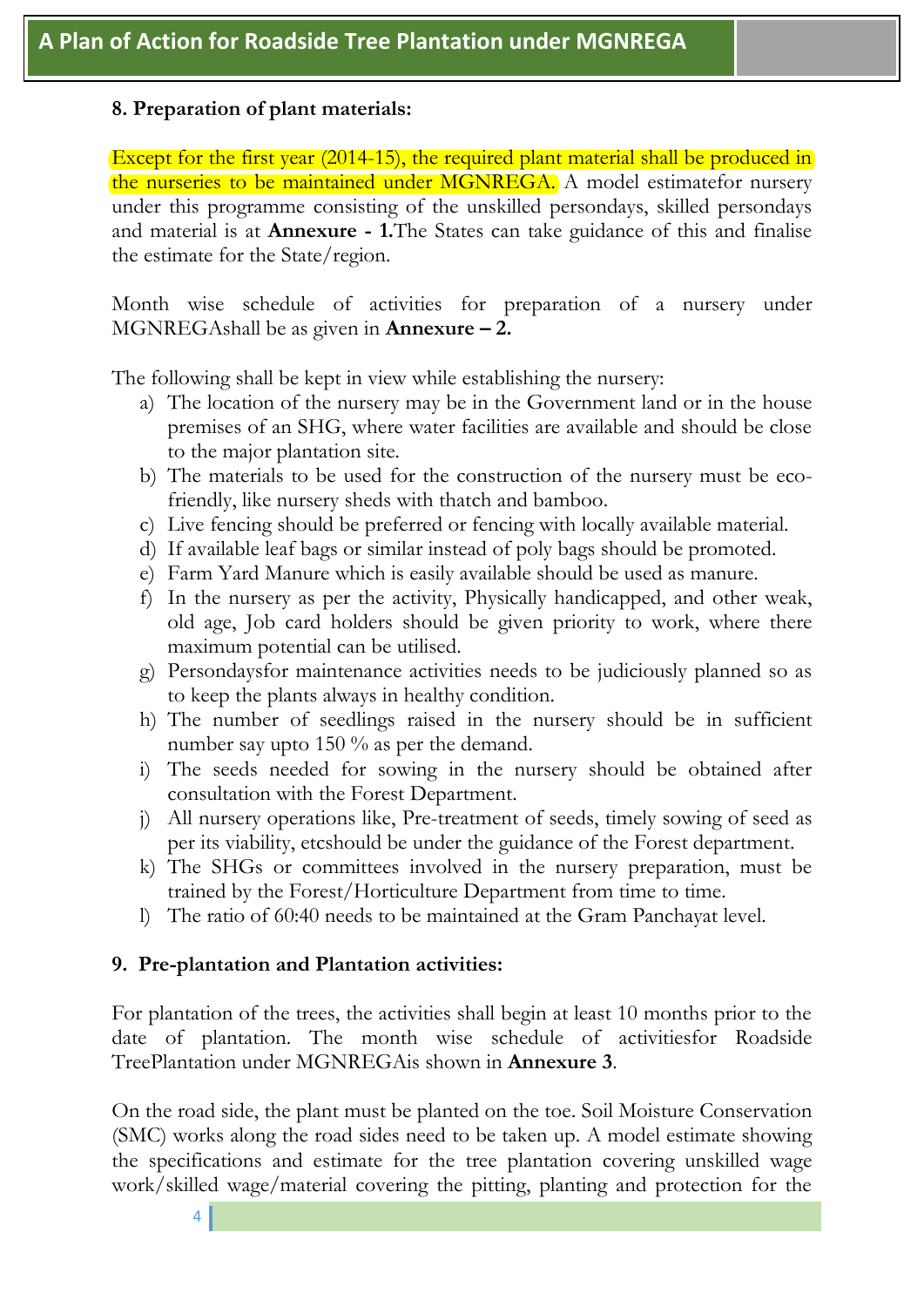## 8. Preparation of plant materials:

Except for the first year (2014-15), the required plant material shall be produced in the nurseries to be maintained under MGNREGA. A model estimatefor nursery under this programme consisting of the unskilled persondays, skilled persondays and material is at **Annexure - 1.**The States can take guidance of this and finalise the estimate for the State/region.

Month wise schedule of activities for preparation of a nursery under MGNREGAshall be as given in **Annexure – 2.**

The following shall be kept in view while establishing the nursery:

a) The location of the nursery may be in the Government land or in the house premises of an SHG, where water facilities are available and should be close to the major plantation site.
b) The materials to be used for the construction of the nursery must be eco-friendly, like nursery sheds with thatch and bamboo.
c) Live fencing should be preferred or fencing with locally available material.
d) If available leaf bags or similar instead of poly bags should be promoted.
e) Farm Yard Manure which is easily available should be used as manure.
f) In the nursery as per the activity, Physically handicapped, and other weak, old age, Job card holders should be given priority to work, where there maximum potential can be utilised.
g) Persondaysfor maintenance activities needs to be judiciously planned so as to keep the plants always in healthy condition.
h) The number of seedlings raised in the nursery should be in sufficient number say upto 150 % as per the demand.
i) The seeds needed for sowing in the nursery should be obtained after consultation with the Forest Department.
j) All nursery operations like, Pre-treatment of seeds, timely sowing of seed as per its viability, etcshould be under the guidance of the Forest department.
k) The SHGs or committees involved in the nursery preparation, must be trained by the Forest/Horticulture Department from time to time.
l) The ratio of 60:40 needs to be maintained at the Gram Panchayat level.

## 9. Pre-plantation and Plantation activities:

For plantation of the trees, the activities shall begin at least 10 months prior to the date of plantation. The month wise schedule of activitiesfor Roadside TreePlantation under MGNREGAis shown in **Annexure 3**.

On the road side, the plant must be planted on the toe. Soil Moisture Conservation (SMC) works along the road sides need to be taken up. A model estimate showing the specifications and estimate for the tree plantation covering unskilled wage work/skilled wage/material covering the pitting, planting and protection for the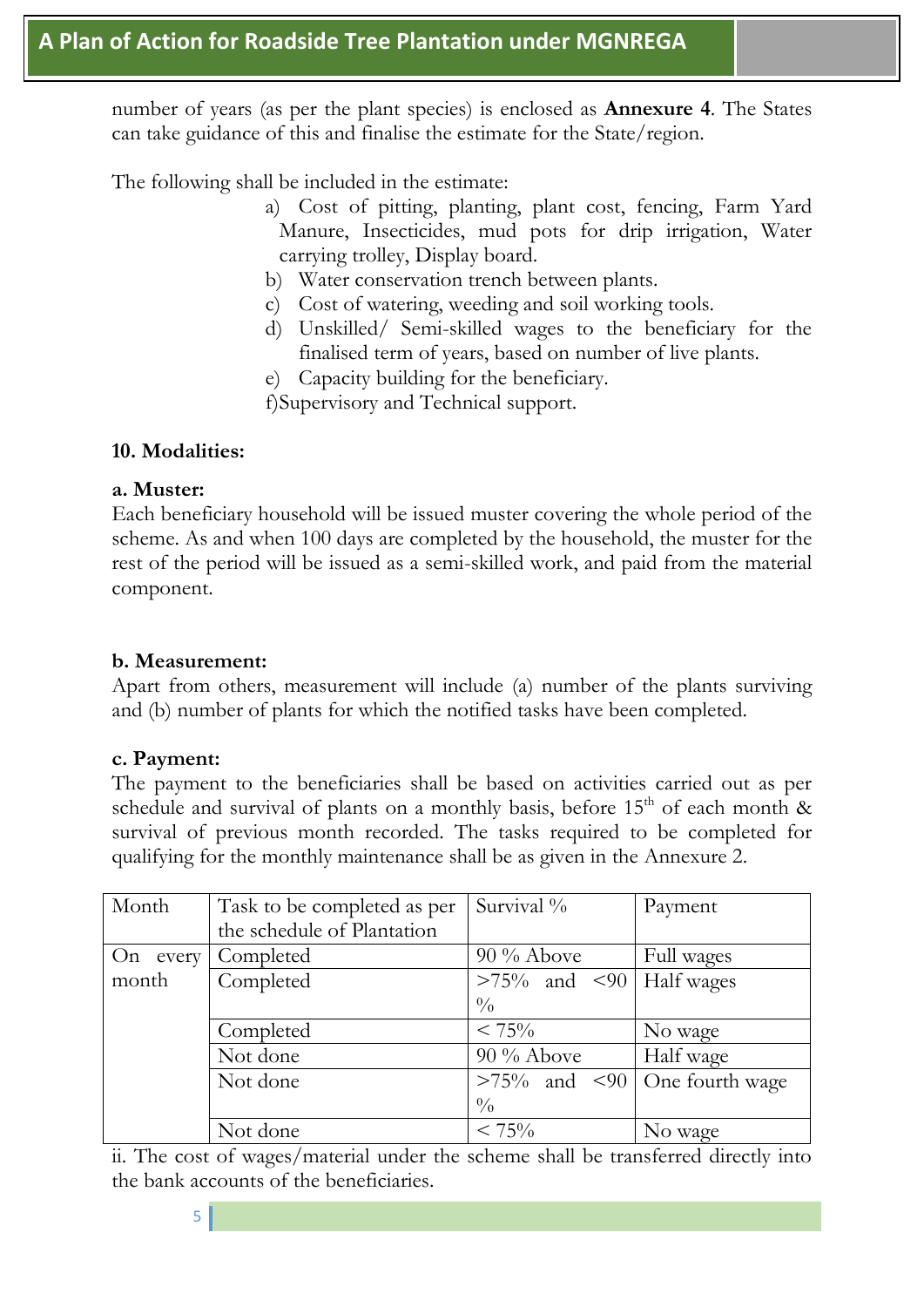number of years (as per the plant species) is enclosed as **Annexure 4**. The States can take guidance of this and finalise the estimate for the State/region.

The following shall be included in the estimate:

a) Cost of pitting, planting, plant cost, fencing, Farm Yard Manure, Insecticides, mud pots for drip irrigation, Water carrying trolley, Display board.
b) Water conservation trench between plants.
c) Cost of watering, weeding and soil working tools.
d) Unskilled/ Semi-skilled wages to the beneficiary for the finalised term of years, based on number of live plants.
e) Capacity building for the beneficiary.
f) Supervisory and Technical support.

**10. Modalities:**

**a. Muster:**

Each beneficiary household will be issued muster covering the whole period of the scheme. As and when 100 days are completed by the household, the muster for the rest of the period will be issued as a semi-skilled work, and paid from the material component.

**b. Measurement:**

Apart from others, measurement will include (a) number of the plants surviving and (b) number of plants for which the notified tasks have been completed.

**c. Payment:**

The payment to the beneficiaries shall be based on activities carried out as per schedule and survival of plants on a monthly basis, before 15th of each month & survival of previous month recorded. The tasks required to be completed for qualifying for the monthly maintenance shall be as given in the Annexure 2.

| Month | Task to be completed as per the schedule of Plantation | Survival % | Payment |
|---|---|---|---|
| On every month | Completed | 90 % Above | Full wages |
| | Completed | >75% and <90 % | Half wages |
| | Completed | < 75% | No wage |
| | Not done | 90 % Above | Half wage |
| | Not done | >75% and <90 % | One fourth wage |
| | Not done | < 75% | No wage |

ii. The cost of wages/material under the scheme shall be transferred directly into the bank accounts of the beneficiaries.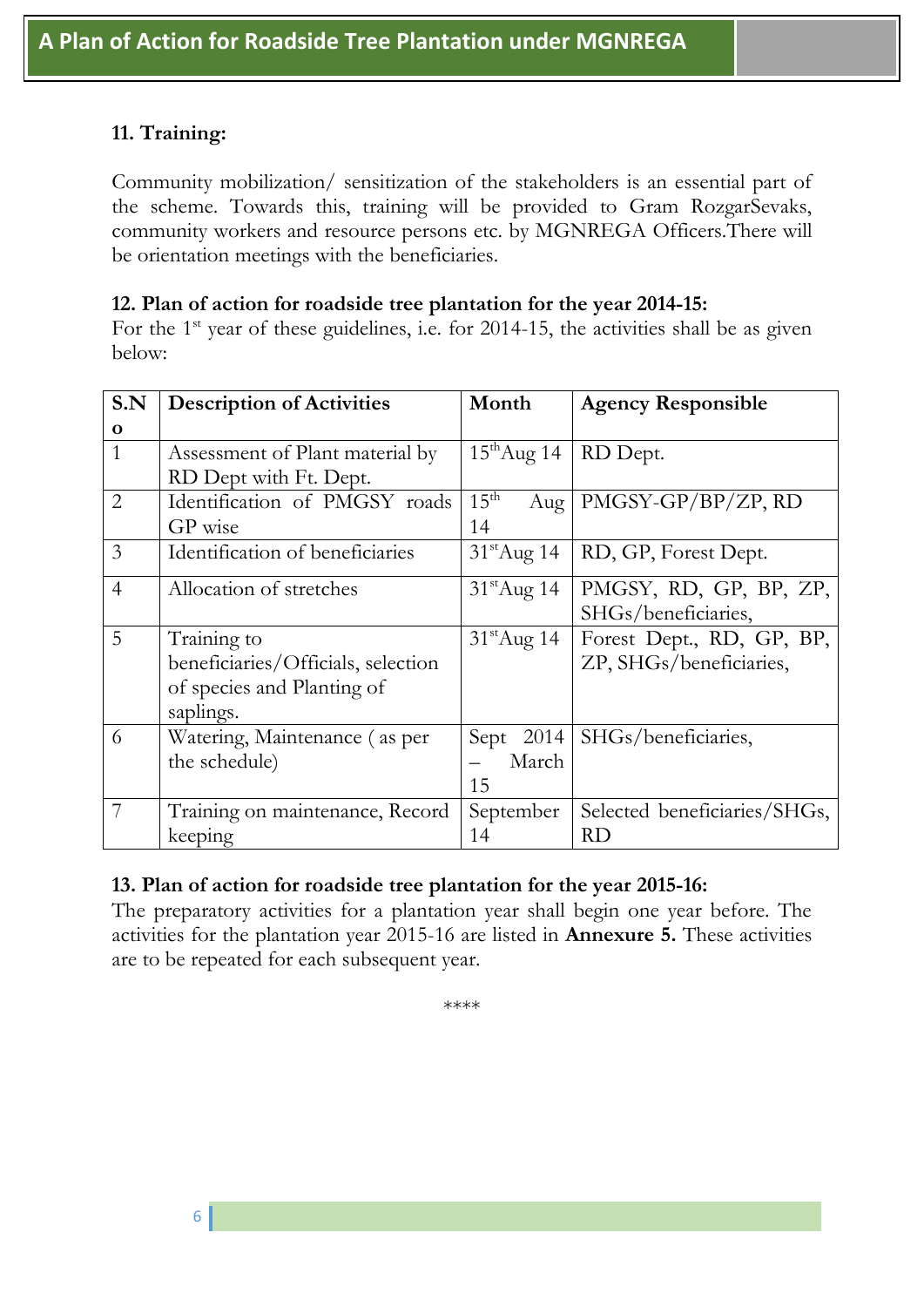### 11. Training:

Community mobilization/ sensitization of the stakeholders is an essential part of the scheme. Towards this, training will be provided to Gram RozgarSevaks, community workers and resource persons etc. by MGNREGA Officers.There will be orientation meetings with the beneficiaries.

### 12. Plan of action for roadside tree plantation for the year 2014-15:

For the 1st year of these guidelines, i.e. for 2014-15, the activities shall be as given below:

| S.No | Description of Activities | Month | Agency Responsible |
|---|---|---|---|
| 1 | Assessment of Plant material by RD Dept with Ft. Dept. | 15th Aug 14 | RD Dept. |
| 2 | Identification of PMGSY roads GP wise | 15th Aug 14 | PMGSY-GP/BP/ZP, RD |
| 3 | Identification of beneficiaries | 31st Aug 14 | RD, GP, Forest Dept. |
| 4 | Allocation of stretches | 31st Aug 14 | PMGSY, RD, GP, BP, ZP, SHGs/beneficiaries, |
| 5 | Training to beneficiaries/Officials, selection of species and Planting of saplings. | 31st Aug 14 | Forest Dept., RD, GP, BP, ZP, SHGs/beneficiaries, |
| 6 | Watering, Maintenance ( as per the schedule) | Sept 2014 – March 15 | SHGs/beneficiaries, |
| 7 | Training on maintenance, Record keeping | September 14 | Selected beneficiaries/SHGs, RD |

### 13. Plan of action for roadside tree plantation for the year 2015-16:

The preparatory activities for a plantation year shall begin one year before. The activities for the plantation year 2015-16 are listed in **Annexure 5.** These activities are to be repeated for each subsequent year.

****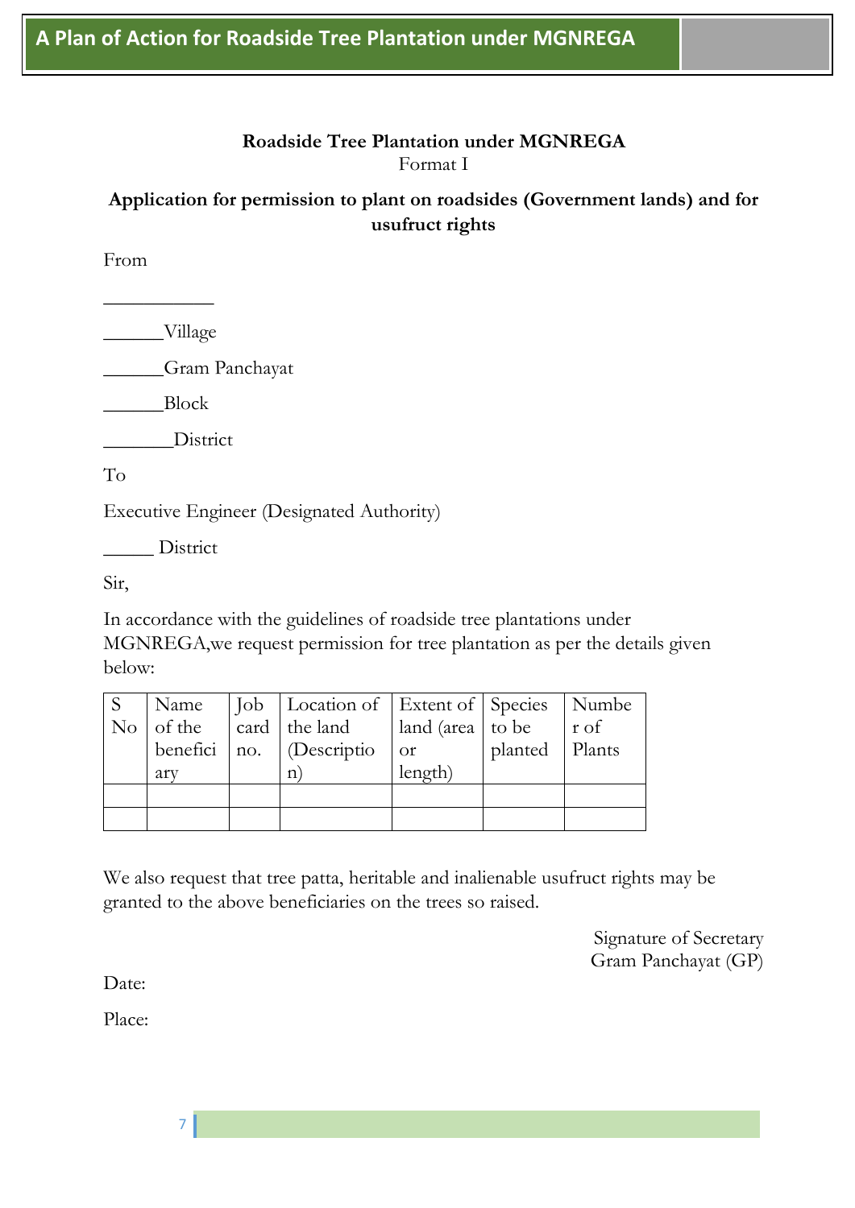**Roadside Tree Plantation under MGNREGA**

Format I

**Application for permission to plant on roadsides (Government lands) and for usufruct rights**

From

___________

______Village

______Gram Panchayat

______Block

_______District

To

Executive Engineer (Designated Authority)

_____ District

Sir,

In accordance with the guidelines of roadside tree plantations under MGNREGA,we request permission for tree plantation as per the details given below:

| S No | Name of the beneficiary | Job card no. | Location of the land (Description) | Extent of land (area or length) | Species to be planted | Number of Plants |
|---|---|---|---|---|---|---|
| | | | | | | |
| | | | | | | |

We also request that tree patta, heritable and inalienable usufruct rights may be granted to the above beneficiaries on the trees so raised.

Signature of Secretary
Gram Panchayat (GP)

Date:

Place: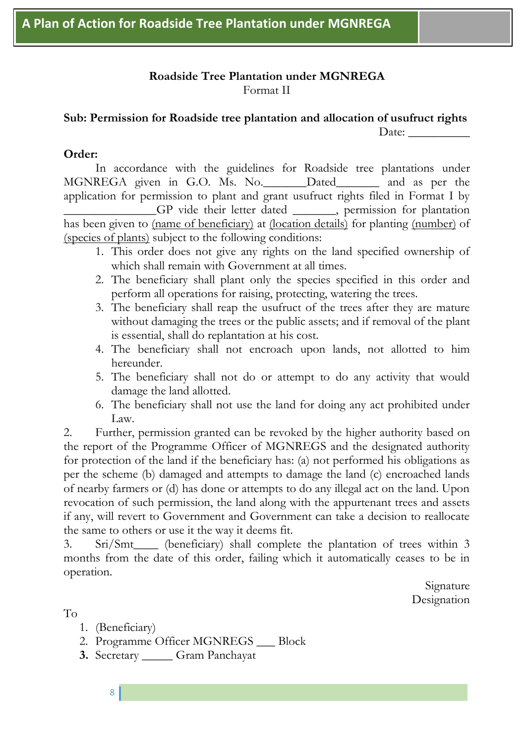**Roadside Tree Plantation under MGNREGA**
Format II

**Sub: Permission for Roadside tree plantation and allocation of usufruct rights**

Date: __________

**Order:**

In accordance with the guidelines for Roadside tree plantations under MGNREGA given in G.O. Ms. No._______Dated_______ and as per the application for permission to plant and grant usufruct rights filed in Format I by _______________GP vide their letter dated _______, permission for plantation has been given to <u>(name of beneficiary)</u> at <u>(location details)</u> for planting <u>(number)</u> of <u>(species of plants)</u> subject to the following conditions:

1. This order does not give any rights on the land specified ownership of which shall remain with Government at all times.
2. The beneficiary shall plant only the species specified in this order and perform all operations for raising, protecting, watering the trees.
3. The beneficiary shall reap the usufruct of the trees after they are mature without damaging the trees or the public assets; and if removal of the plant is essential, shall do replantation at his cost.
4. The beneficiary shall not encroach upon lands, not allotted to him hereunder.
5. The beneficiary shall not do or attempt to do any activity that would damage the land allotted.
6. The beneficiary shall not use the land for doing any act prohibited under Law.

2. Further, permission granted can be revoked by the higher authority based on the report of the Programme Officer of MGNREGS and the designated authority for protection of the land if the beneficiary has: (a) not performed his obligations as per the scheme (b) damaged and attempts to damage the land (c) encroached lands of nearby farmers or (d) has done or attempts to do any illegal act on the land. Upon revocation of such permission, the land along with the appurtenant trees and assets if any, will revert to Government and Government can take a decision to reallocate the same to others or use it the way it deems fit.

3. Sri/Smt____ (beneficiary) shall complete the plantation of trees within 3 months from the date of this order, failing which it automatically ceases to be in operation.

Signature
Designation

To

1. (Beneficiary)
2. Programme Officer MGNREGS ___ Block
3. Secretary _____ Gram Panchayat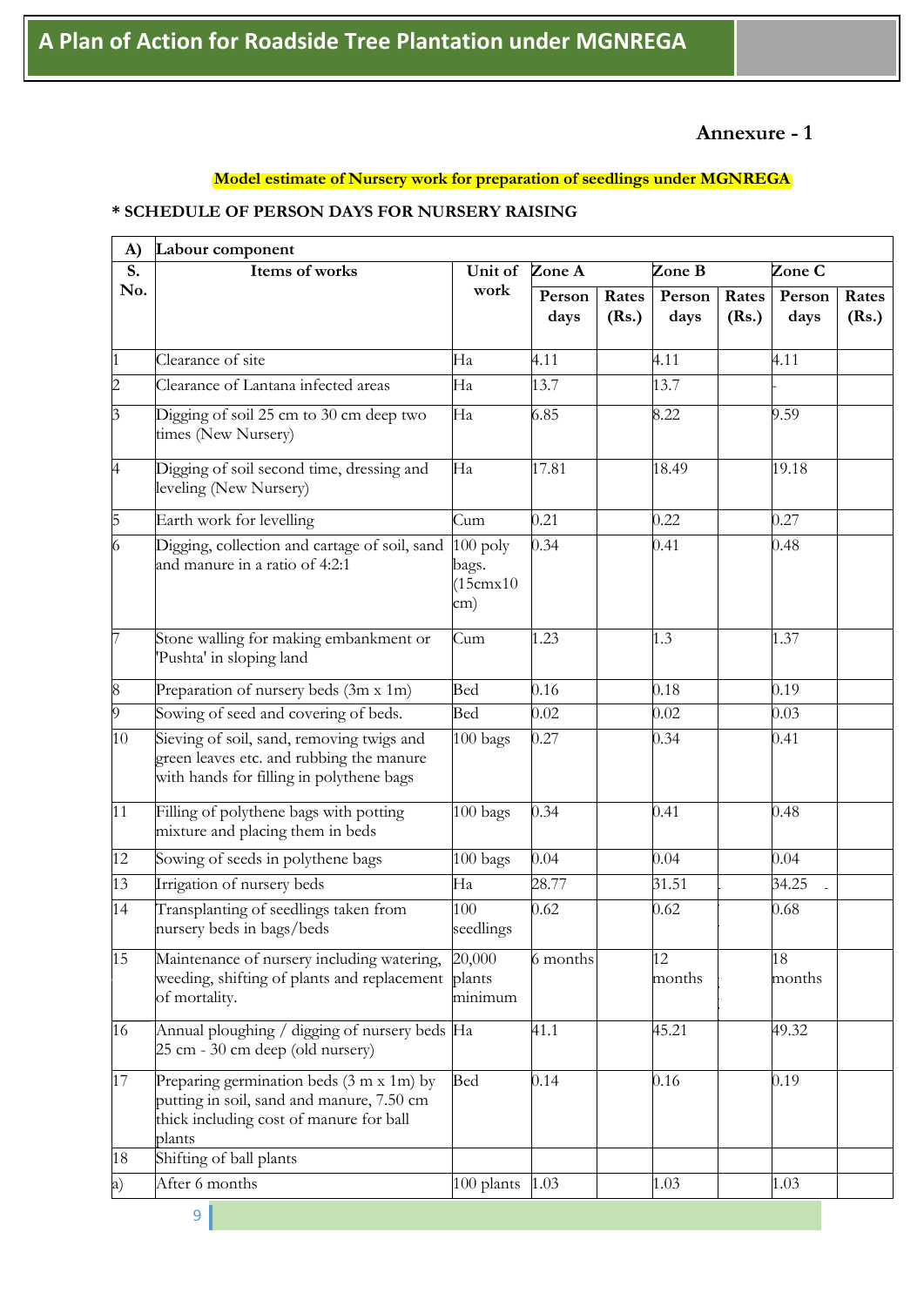## Annexure - 1

**Model estimate of Nursery work for preparation of seedlings under MGNREGA**

**\* SCHEDULE OF PERSON DAYS FOR NURSERY RAISING**

| A) | Labour component | | | | | | | |
|---|---|---|---|---|---|---|---|---|
| S. No. | Items of works | Unit of work | Zone A | | Zone B | | Zone C | |
| | | | Person days | Rates (Rs.) | Person days | Rates (Rs.) | Person days | Rates (Rs.) |
| 1 | Clearance of site | Ha | 4.11 | | 4.11 | | 4.11 | |
| 2 | Clearance of Lantana infected areas | Ha | 13.7 | | 13.7 | | - | |
| 3 | Digging of soil 25 cm to 30 cm deep two times (New Nursery) | Ha | 6.85 | | 8.22 | | 9.59 | |
| 4 | Digging of soil second time, dressing and leveling (New Nursery) | Ha | 17.81 | | 18.49 | | 19.18 | |
| 5 | Earth work for levelling | Cum | 0.21 | | 0.22 | | 0.27 | |
| 6 | Digging, collection and cartage of soil, sand and manure in a ratio of 4:2:1 | 100 poly bags. (15cmx10 cm) | 0.34 | | 0.41 | | 0.48 | |
| 7 | Stone walling for making embankment or 'Pushta' in sloping land | Cum | 1.23 | | 1.3 | | 1.37 | |
| 8 | Preparation of nursery beds (3m x 1m) | Bed | 0.16 | | 0.18 | | 0.19 | |
| 9 | Sowing of seed and covering of beds. | Bed | 0.02 | | 0.02 | | 0.03 | |
| 10 | Sieving of soil, sand, removing twigs and green leaves etc. and rubbing the manure with hands for filling in polythene bags | 100 bags | 0.27 | | 0.34 | | 0.41 | |
| 11 | Filling of polythene bags with potting mixture and placing them in beds | 100 bags | 0.34 | | 0.41 | | 0.48 | |
| 12 | Sowing of seeds in polythene bags | 100 bags | 0.04 | | 0.04 | | 0.04 | |
| 13 | Irrigation of nursery beds | Ha | 28.77 | | 31.51 | | 34.25 | |
| 14 | Transplanting of seedlings taken from nursery beds in bags/beds | 100 seedlings | 0.62 | | 0.62 | | 0.68 | |
| 15 | Maintenance of nursery including watering, weeding, shifting of plants and replacement of mortality. | 20,000 plants minimum | 6 months | | 12 months | | 18 months | |
| 16 | Annual ploughing / digging of nursery beds 25 cm - 30 cm deep (old nursery) | Ha | 41.1 | | 45.21 | | 49.32 | |
| 17 | Preparing germination beds (3 m x 1m) by putting in soil, sand and manure, 7.50 cm thick including cost of manure for ball plants | Bed | 0.14 | | 0.16 | | 0.19 | |
| 18 | Shifting of ball plants | | | | | | | |
| a) | After 6 months | 100 plants | 1.03 | | 1.03 | | 1.03 | |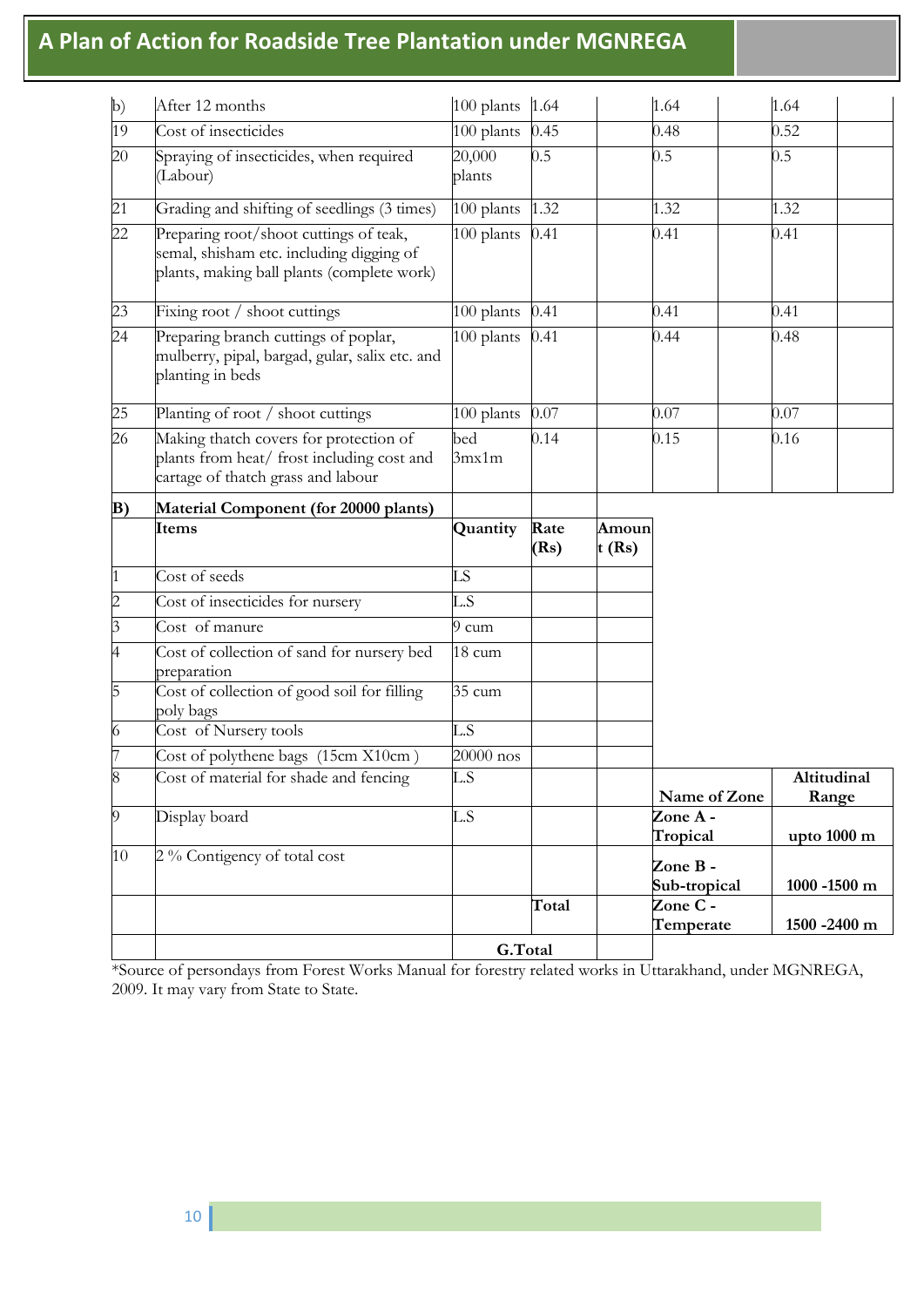| | | | | | | | | |
|---|---|---|---|---|---|---|---|---|
| b) | After 12 months | 100 plants | 1.64 | | 1.64 | | 1.64 | |
| 19 | Cost of insecticides | 100 plants | 0.45 | | 0.48 | | 0.52 | |
| 20 | Spraying of insecticides, when required (Labour) | 20,000 plants | 0.5 | | 0.5 | | 0.5 | |
| 21 | Grading and shifting of seedlings (3 times) | 100 plants | 1.32 | | 1.32 | | 1.32 | |
| 22 | Preparing root/shoot cuttings of teak, semal, shisham etc. including digging of plants, making ball plants (complete work) | 100 plants | 0.41 | | 0.41 | | 0.41 | |
| 23 | Fixing root / shoot cuttings | 100 plants | 0.41 | | 0.41 | | 0.41 | |
| 24 | Preparing branch cuttings of poplar, mulberry, pipal, bargad, gular, salix etc. and planting in beds | 100 plants | 0.41 | | 0.44 | | 0.48 | |
| 25 | Planting of root / shoot cuttings | 100 plants | 0.07 | | 0.07 | | 0.07 | |
| 26 | Making thatch covers for protection of plants from heat/ frost including cost and cartage of thatch grass and labour | bed 3mx1m | 0.14 | | 0.15 | | 0.16 | |

| | | | | |
|---|---|---|---|---|
| **B)** | **Material Component (for 20000 plants)** | | | |
| | **Items** | **Quantity** | **Rate (Rs)** | **Amount (Rs)** |
| 1 | Cost of seeds | LS | | |
| 2 | Cost of insecticides for nursery | L.S | | |
| 3 | Cost of manure | 9 cum | | |
| 4 | Cost of collection of sand for nursery bed preparation | 18 cum | | |
| 5 | Cost of collection of good soil for filling poly bags | 35 cum | | |
| 6 | Cost of Nursery tools | L.S | | |
| 7 | Cost of polythene bags (15cm X10cm ) | 20000 nos | | |
| 8 | Cost of material for shade and fencing | L.S | | |
| 9 | Display board | L.S | | |
| 10 | 2 % Contigency of total cost | | | |
| | | | Total | |
| | | G.Total | | |

| Name of Zone | Altitudinal Range |
|---|---|
| Zone A - Tropical | upto 1000 m |
| Zone B - Sub-tropical | 1000 -1500 m |
| Zone C - Temperate | 1500 -2400 m |

*Source of persondays from Forest Works Manual for forestry related works in Uttarakhand, under MGNREGA, 2009. It may vary from State to State.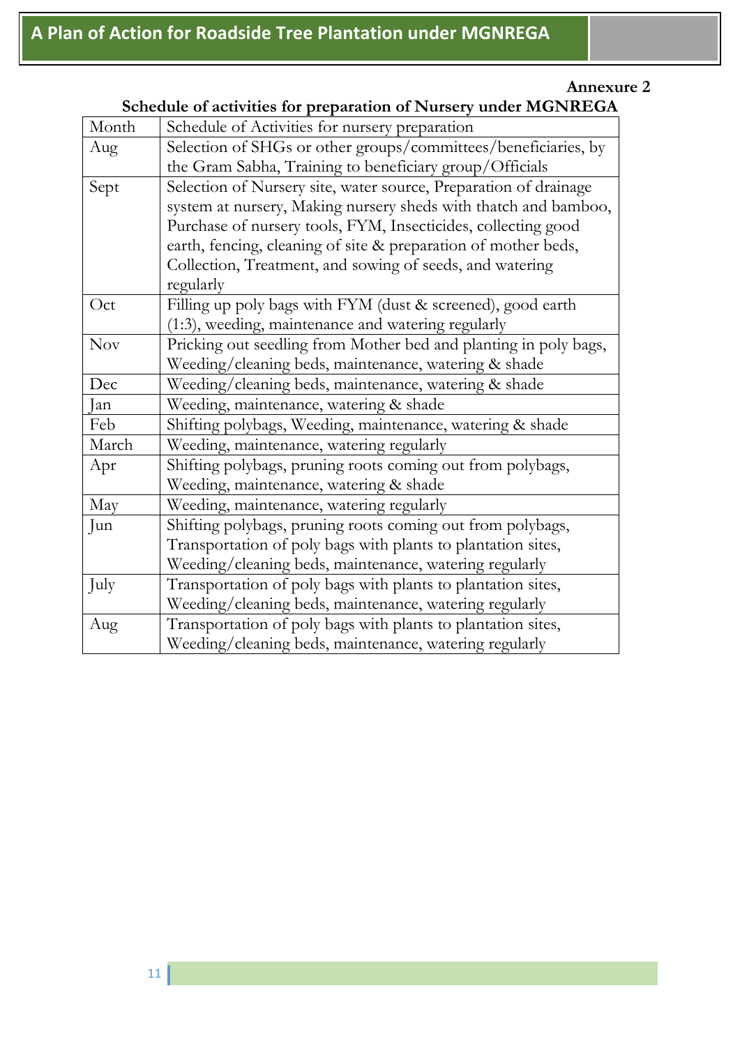**Annexure 2**

**Schedule of activities for preparation of Nursery under MGNREGA**

| Month | Schedule of Activities for nursery preparation |
|---|---|
| Aug | Selection of SHGs or other groups/committees/beneficiaries, by the Gram Sabha, Training to beneficiary group/Officials |
| Sept | Selection of Nursery site, water source, Preparation of drainage system at nursery, Making nursery sheds with thatch and bamboo, Purchase of nursery tools, FYM, Insecticides, collecting good earth, fencing, cleaning of site & preparation of mother beds, Collection, Treatment, and sowing of seeds, and watering regularly |
| Oct | Filling up poly bags with FYM (dust & screened), good earth (1:3), weeding, maintenance and watering regularly |
| Nov | Pricking out seedling from Mother bed and planting in poly bags, Weeding/cleaning beds, maintenance, watering & shade |
| Dec | Weeding/cleaning beds, maintenance, watering & shade |
| Jan | Weeding, maintenance, watering & shade |
| Feb | Shifting polybags, Weeding, maintenance, watering & shade |
| March | Weeding, maintenance, watering regularly |
| Apr | Shifting polybags, pruning roots coming out from polybags, Weeding, maintenance, watering & shade |
| May | Weeding, maintenance, watering regularly |
| Jun | Shifting polybags, pruning roots coming out from polybags, Transportation of poly bags with plants to plantation sites, Weeding/cleaning beds, maintenance, watering regularly |
| July | Transportation of poly bags with plants to plantation sites, Weeding/cleaning beds, maintenance, watering regularly |
| Aug | Transportation of poly bags with plants to plantation sites, Weeding/cleaning beds, maintenance, watering regularly |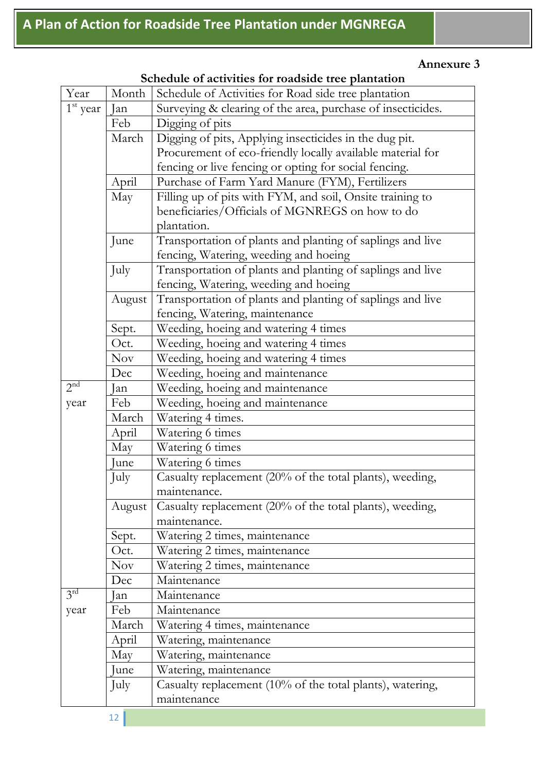**Annexure 3**

**Schedule of activities for roadside tree plantation**

| Year | Month | Schedule of Activities for Road side tree plantation |
|---|---|---|
| 1st year | Jan | Surveying & clearing of the area, purchase of insecticides. |
| | Feb | Digging of pits |
| | March | Digging of pits, Applying insecticides in the dug pit. Procurement of eco-friendly locally available material for fencing or live fencing or opting for social fencing. |
| | April | Purchase of Farm Yard Manure (FYM), Fertilizers |
| | May | Filling up of pits with FYM, and soil, Onsite training to beneficiaries/Officials of MGNREGS on how to do plantation. |
| | June | Transportation of plants and planting of saplings and live fencing, Watering, weeding and hoeing |
| | July | Transportation of plants and planting of saplings and live fencing, Watering, weeding and hoeing |
| | August | Transportation of plants and planting of saplings and live fencing, Watering, maintenance |
| | Sept. | Weeding, hoeing and watering 4 times |
| | Oct. | Weeding, hoeing and watering 4 times |
| | Nov | Weeding, hoeing and watering 4 times |
| | Dec | Weeding, hoeing and maintenance |
| 2nd year | Jan | Weeding, hoeing and maintenance |
| | Feb | Weeding, hoeing and maintenance |
| | March | Watering 4 times. |
| | April | Watering 6 times |
| | May | Watering 6 times |
| | June | Watering 6 times |
| | July | Casualty replacement (20% of the total plants), weeding, maintenance. |
| | August | Casualty replacement (20% of the total plants), weeding, maintenance. |
| | Sept. | Watering 2 times, maintenance |
| | Oct. | Watering 2 times, maintenance |
| | Nov | Watering 2 times, maintenance |
| | Dec | Maintenance |
| 3rd year | Jan | Maintenance |
| | Feb | Maintenance |
| | March | Watering 4 times, maintenance |
| | April | Watering, maintenance |
| | May | Watering, maintenance |
| | June | Watering, maintenance |
| | July | Casualty replacement (10% of the total plants), watering, maintenance |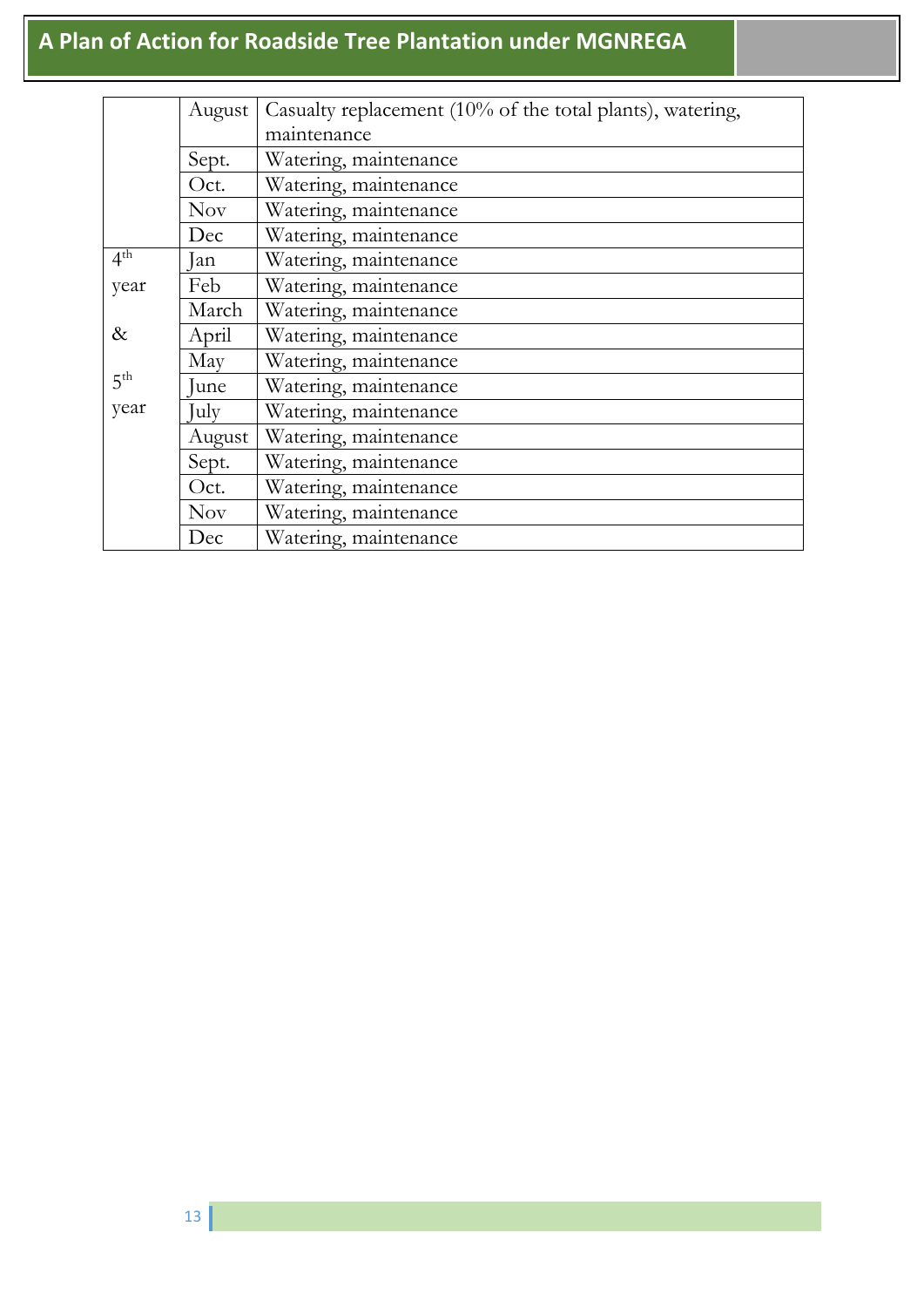| | | |
|---|---|---|
| | August | Casualty replacement (10% of the total plants), watering, maintenance |
| | Sept. | Watering, maintenance |
| | Oct. | Watering, maintenance |
| | Nov | Watering, maintenance |
| | Dec | Watering, maintenance |
| 4th year & 5th year | Jan | Watering, maintenance |
| | Feb | Watering, maintenance |
| | March | Watering, maintenance |
| | April | Watering, maintenance |
| | May | Watering, maintenance |
| | June | Watering, maintenance |
| | July | Watering, maintenance |
| | August | Watering, maintenance |
| | Sept. | Watering, maintenance |
| | Oct. | Watering, maintenance |
| | Nov | Watering, maintenance |
| | Dec | Watering, maintenance |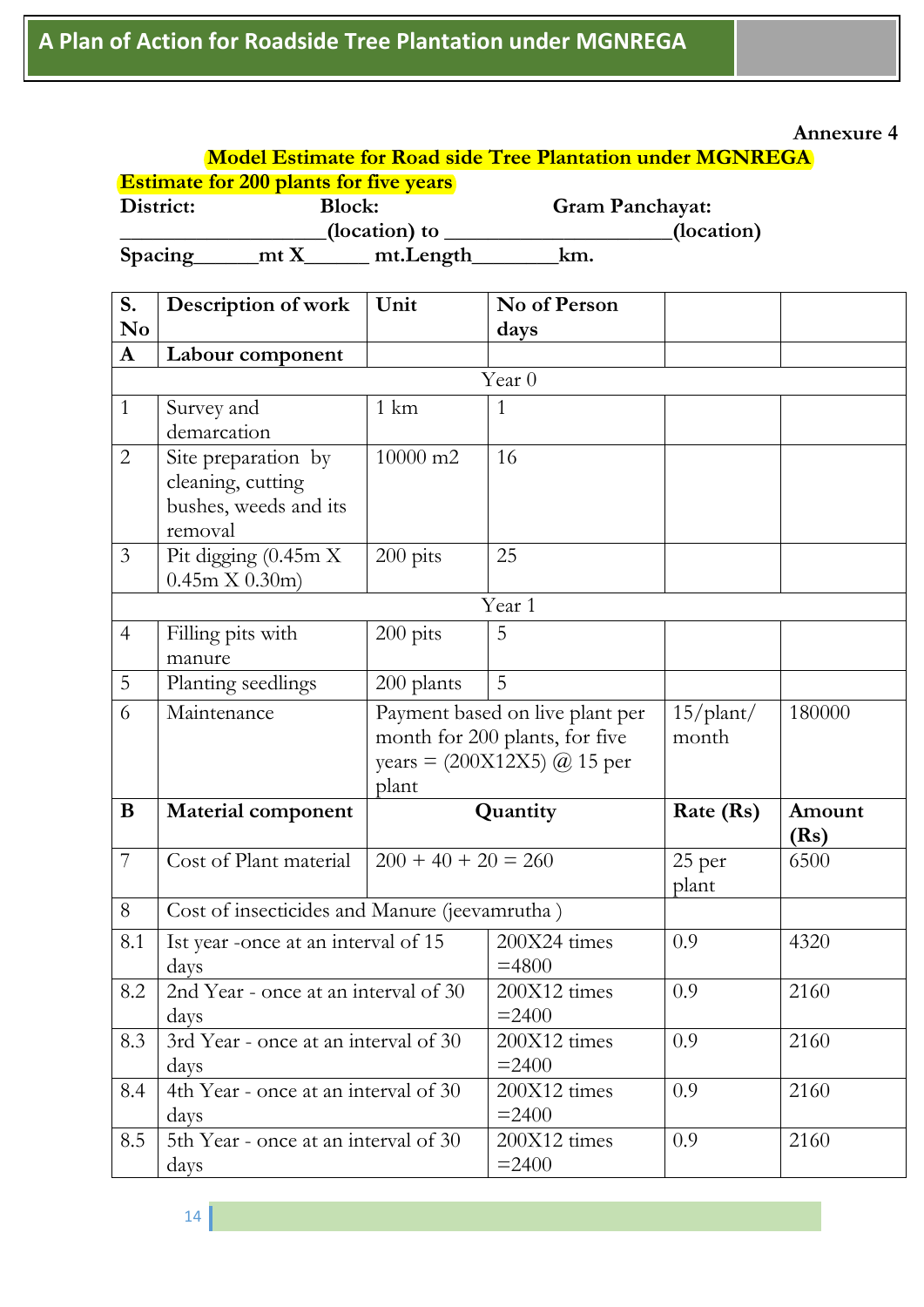**Annexure 4**

**Model Estimate for Road side Tree Plantation under MGNREGA**

**Estimate for 200 plants for five years**

**District: Block: Gram Panchayat:**

**___________________(location) to _____________________(location)**

**Spacing______mt X______ mt.Length________km.**

| S. No | Description of work | Unit | No of Person days | | |
|---|---|---|---|---|---|
| **A** | **Labour component** | | | | |
| | Year 0 | | | | |
| 1 | Survey and demarcation | 1 km | 1 | | |
| 2 | Site preparation by cleaning, cutting bushes, weeds and its removal | 10000 m2 | 16 | | |
| 3 | Pit digging (0.45m X 0.45m X 0.30m) | 200 pits | 25 | | |
| | Year 1 | | | | |
| 4 | Filling pits with manure | 200 pits | 5 | | |
| 5 | Planting seedlings | 200 plants | 5 | | |
| 6 | Maintenance | Payment based on live plant per month for 200 plants, for five years = (200X12X5) @ 15 per plant | | 15/plant/ month | 180000 |
| **B** | **Material component** | **Quantity** | | **Rate (Rs)** | **Amount (Rs)** |
| 7 | Cost of Plant material | 200 + 40 + 20 = 260 | | 25 per plant | 6500 |
| 8 | Cost of insecticides and Manure (jeevamrutha ) | | | | |
| 8.1 | Ist year -once at an interval of 15 days | | 200X24 times =4800 | 0.9 | 4320 |
| 8.2 | 2nd Year - once at an interval of 30 days | | 200X12 times =2400 | 0.9 | 2160 |
| 8.3 | 3rd Year - once at an interval of 30 days | | 200X12 times =2400 | 0.9 | 2160 |
| 8.4 | 4th Year - once at an interval of 30 days | | 200X12 times =2400 | 0.9 | 2160 |
| 8.5 | 5th Year - once at an interval of 30 days | | 200X12 times =2400 | 0.9 | 2160 |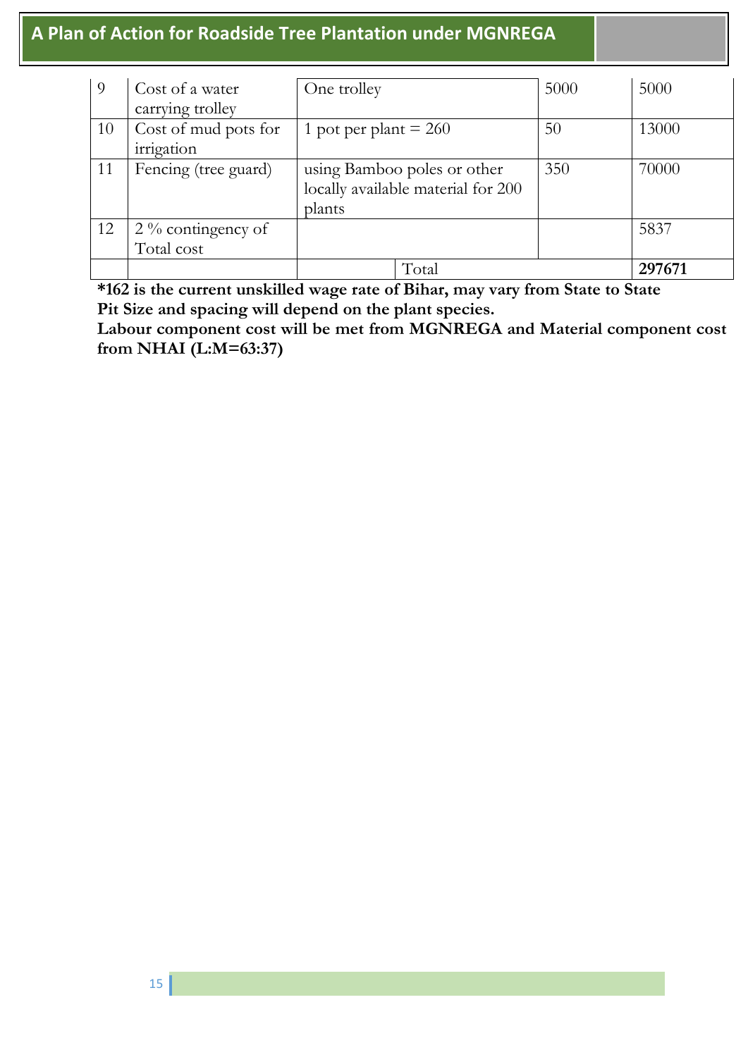| 9 | Cost of a water carrying trolley | One trolley | 5000 | 5000 |
|---|---|---|---|---|
| 10 | Cost of mud pots for irrigation | 1 pot per plant = 260 | 50 | 13000 |
| 11 | Fencing (tree guard) | using Bamboo poles or other locally available material for 200 plants | 350 | 70000 |
| 12 | 2 % contingency of Total cost | | | 5837 |
| | | Total | | **297671** |

**\*162 is the current unskilled wage rate of Bihar, may vary from State to State**
**Pit Size and spacing will depend on the plant species.**
**Labour component cost will be met from MGNREGA and Material component cost from NHAI (L:M=63:37)**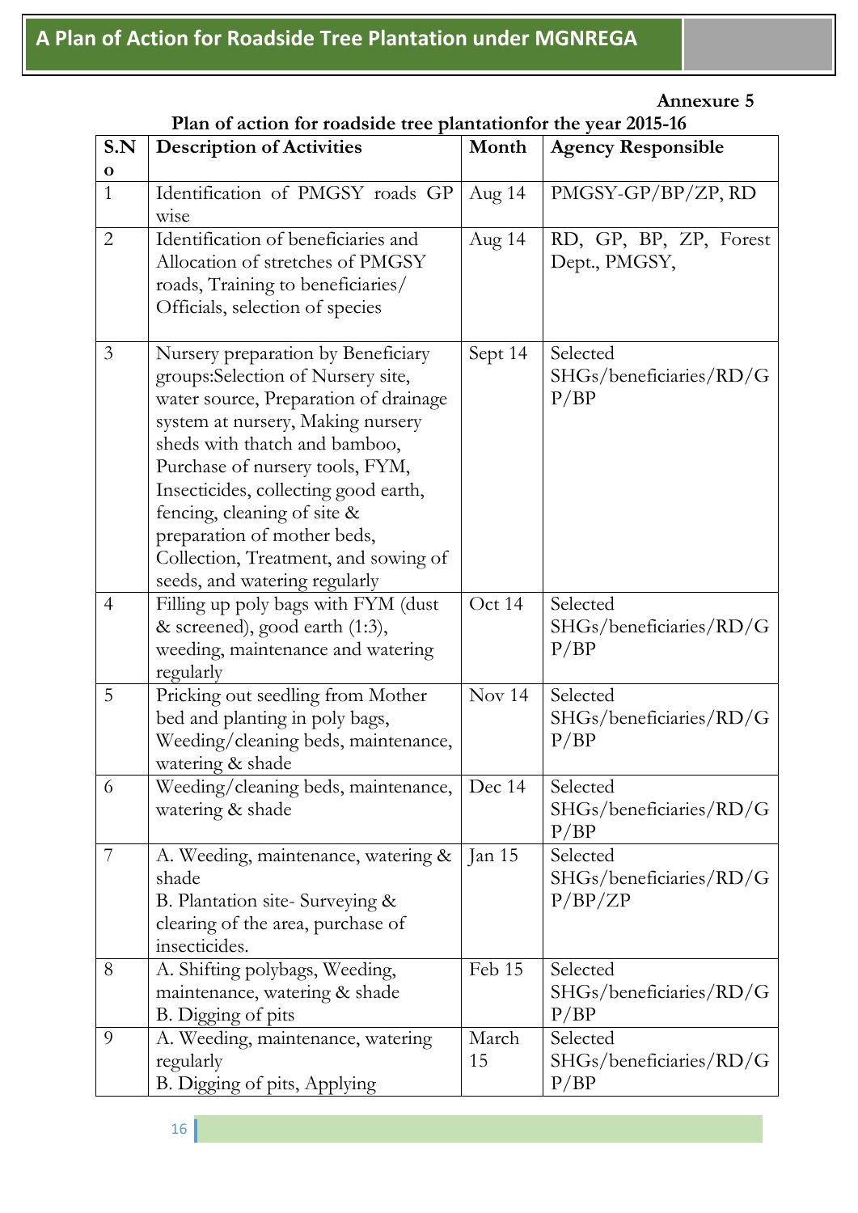**Annexure 5**

**Plan of action for roadside tree plantationfor the year 2015-16**

| S.No | Description of Activities | Month | Agency Responsible |
|---|---|---|---|
| 1 | Identification of PMGSY roads GP wise | Aug 14 | PMGSY-GP/BP/ZP, RD |
| 2 | Identification of beneficiaries and Allocation of stretches of PMGSY roads, Training to beneficiaries/ Officials, selection of species | Aug 14 | RD, GP, BP, ZP, Forest Dept., PMGSY, |
| 3 | Nursery preparation by Beneficiary groups:Selection of Nursery site, water source, Preparation of drainage system at nursery, Making nursery sheds with thatch and bamboo, Purchase of nursery tools, FYM, Insecticides, collecting good earth, fencing, cleaning of site & preparation of mother beds, Collection, Treatment, and sowing of seeds, and watering regularly | Sept 14 | Selected SHGs/beneficiaries/RD/GP/BP |
| 4 | Filling up poly bags with FYM (dust & screened), good earth (1:3), weeding, maintenance and watering regularly | Oct 14 | Selected SHGs/beneficiaries/RD/GP/BP |
| 5 | Pricking out seedling from Mother bed and planting in poly bags, Weeding/cleaning beds, maintenance, watering & shade | Nov 14 | Selected SHGs/beneficiaries/RD/GP/BP |
| 6 | Weeding/cleaning beds, maintenance, watering & shade | Dec 14 | Selected SHGs/beneficiaries/RD/GP/BP |
| 7 | A. Weeding, maintenance, watering & shade<br>B. Plantation site- Surveying & clearing of the area, purchase of insecticides. | Jan 15 | Selected SHGs/beneficiaries/RD/GP/BP/ZP |
| 8 | A. Shifting polybags, Weeding, maintenance, watering & shade<br>B. Digging of pits | Feb 15 | Selected SHGs/beneficiaries/RD/GP/BP |
| 9 | A. Weeding, maintenance, watering regularly<br>B. Digging of pits, Applying | March 15 | Selected SHGs/beneficiaries/RD/GP/BP |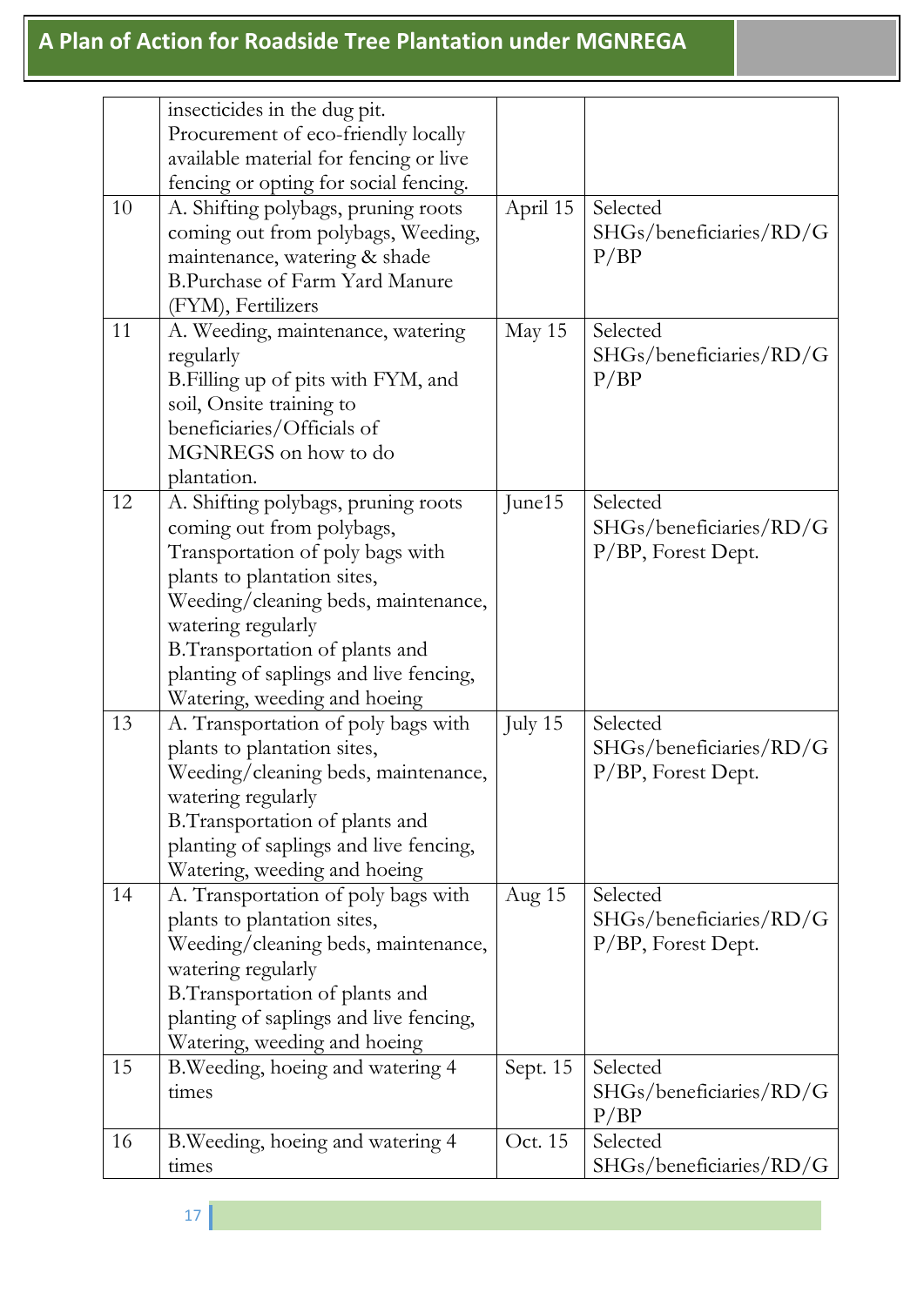| | | | |
|---|---|---|---|
| | insecticides in the dug pit. Procurement of eco-friendly locally available material for fencing or live fencing or opting for social fencing. | | |
| 10 | A. Shifting polybags, pruning roots coming out from polybags, Weeding, maintenance, watering & shade<br>B.Purchase of Farm Yard Manure (FYM), Fertilizers | April 15 | Selected SHGs/beneficiaries/RD/GP/BP |
| 11 | A. Weeding, maintenance, watering regularly<br>B.Filling up of pits with FYM, and soil, Onsite training to beneficiaries/Officials of MGNREGS on how to do plantation. | May 15 | Selected SHGs/beneficiaries/RD/GP/BP |
| 12 | A. Shifting polybags, pruning roots coming out from polybags, Transportation of poly bags with plants to plantation sites, Weeding/cleaning beds, maintenance, watering regularly<br>B.Transportation of plants and planting of saplings and live fencing, Watering, weeding and hoeing | June15 | Selected SHGs/beneficiaries/RD/GP/BP, Forest Dept. |
| 13 | A. Transportation of poly bags with plants to plantation sites, Weeding/cleaning beds, maintenance, watering regularly<br>B.Transportation of plants and planting of saplings and live fencing, Watering, weeding and hoeing | July 15 | Selected SHGs/beneficiaries/RD/GP/BP, Forest Dept. |
| 14 | A. Transportation of poly bags with plants to plantation sites, Weeding/cleaning beds, maintenance, watering regularly<br>B.Transportation of plants and planting of saplings and live fencing, Watering, weeding and hoeing | Aug 15 | Selected SHGs/beneficiaries/RD/GP/BP, Forest Dept. |
| 15 | B.Weeding, hoeing and watering 4 times | Sept. 15 | Selected SHGs/beneficiaries/RD/GP/BP |
| 16 | B.Weeding, hoeing and watering 4 times | Oct. 15 | Selected SHGs/beneficiaries/RD/G |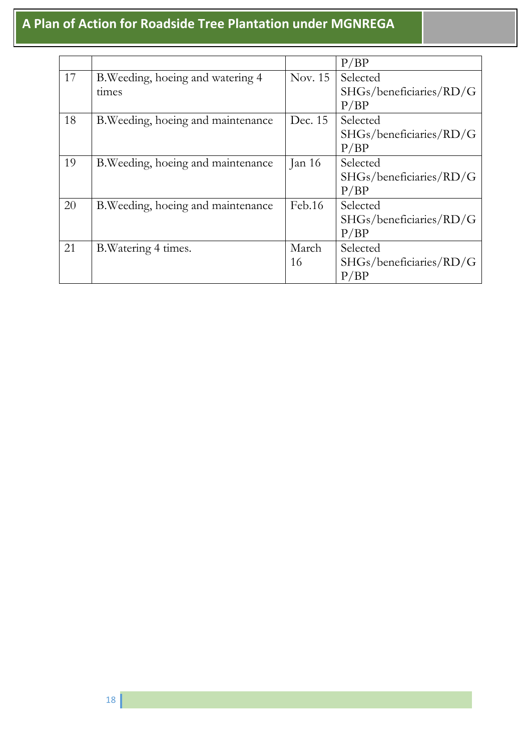| | | | |
|---|---|---|---|
| | | | P/BP |
| 17 | B.Weeding, hoeing and watering 4 times | Nov. 15 | Selected SHGs/beneficiaries/RD/GP/BP |
| 18 | B.Weeding, hoeing and maintenance | Dec. 15 | Selected SHGs/beneficiaries/RD/GP/BP |
| 19 | B.Weeding, hoeing and maintenance | Jan 16 | Selected SHGs/beneficiaries/RD/GP/BP |
| 20 | B.Weeding, hoeing and maintenance | Feb.16 | Selected SHGs/beneficiaries/RD/GP/BP |
| 21 | B.Watering 4 times. | March 16 | Selected SHGs/beneficiaries/RD/GP/BP |